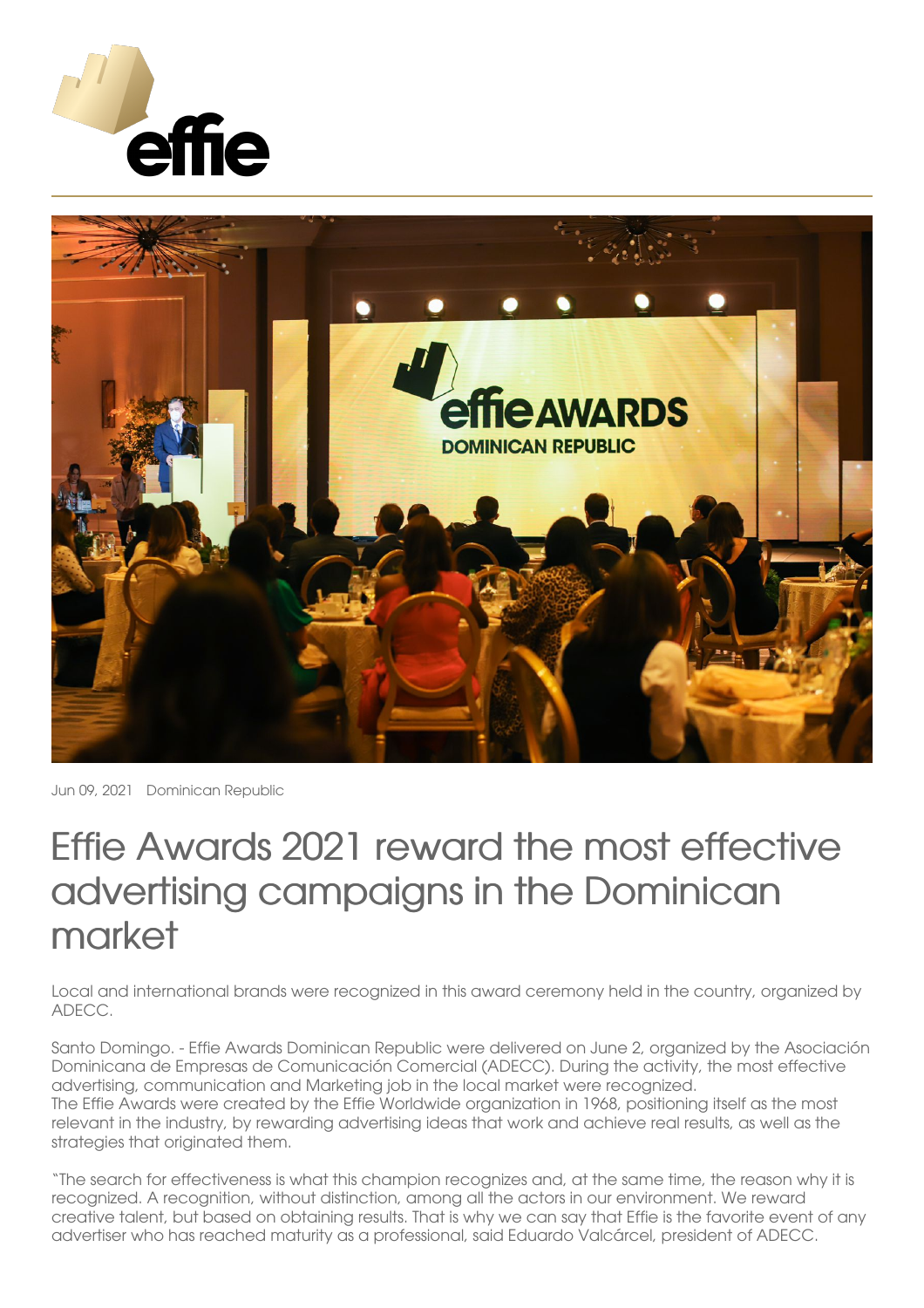Jun 09, 2021 Dominican Republic

# Effie Awards 2021 reward the most effective advertising campaigns in the Dominican market

Local and international brands were recognized in this award ceremony held in the country, organized by ADECC.

Santo Domingo. - Effie Awards Dominican Republic were delivered on June 2, organized by the Asociación Dominicana de Empresas de Comunicación Comercial (ADECC). During the activity, the most effective advertising, communication and Marketing job in the local market were recognized.
The Effie Awards were created by the Effie Worldwide organization in 1968, positioning itself as the most relevant in the industry, by rewarding advertising ideas that work and achieve real results, as well as the strategies that originated them.

"The search for effectiveness is what this champion recognizes and, at the same time, the reason why it is recognized. A recognition, without distinction, among all the actors in our environment. We reward creative talent, but based on obtaining results. That is why we can say that Effie is the favorite event of any advertiser who has reached maturity as a professional, said Eduardo Valcárcel, president of ADECC.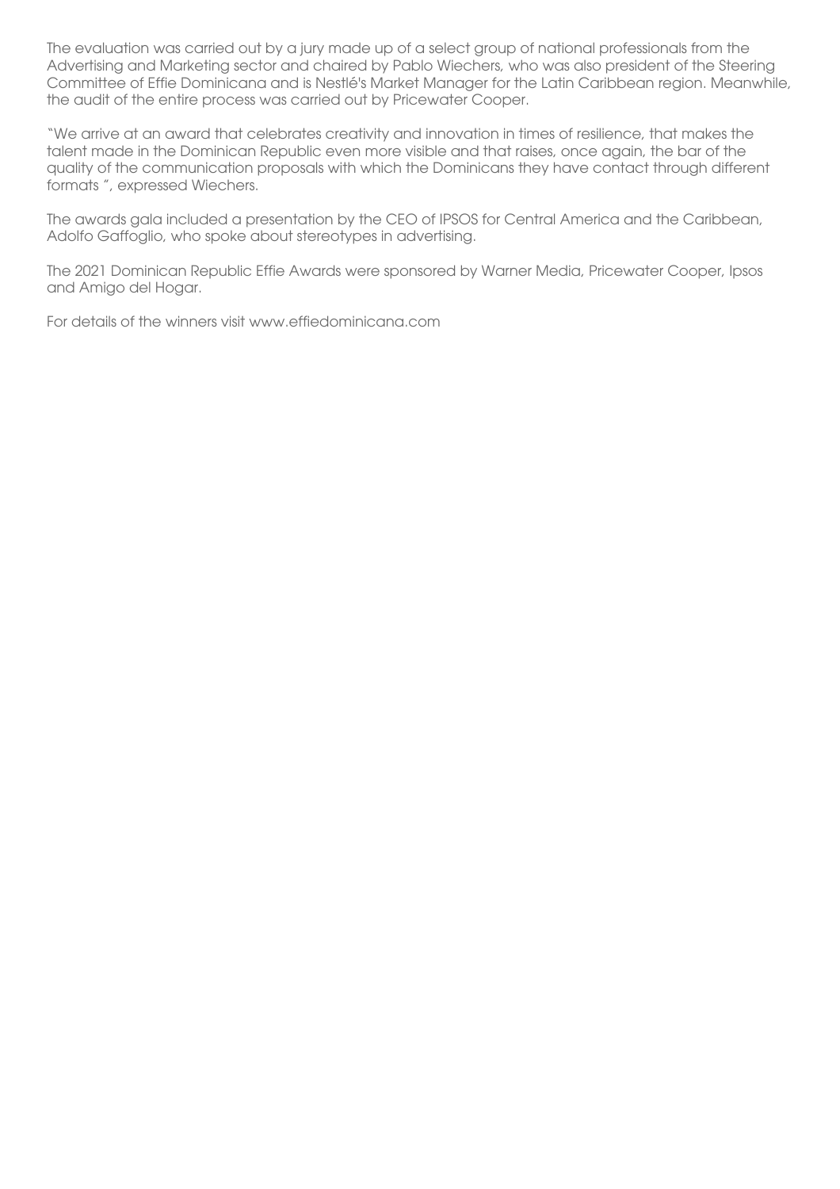The evaluation was carried out by a jury made up of a select group of national professionals from the Advertising and Marketing sector and chaired by Pablo Wiechers, who was also president of the Steering Committee of Effie Dominicana and is Nestlé's Market Manager for the Latin Caribbean region. Meanwhile, the audit of the entire process was carried out by Pricewater Cooper.

"We arrive at an award that celebrates creativity and innovation in times of resilience, that makes the talent made in the Dominican Republic even more visible and that raises, once again, the bar of the quality of the communication proposals with which the Dominicans they have contact through different formats ", expressed Wiechers.

The awards gala included a presentation by the CEO of IPSOS for Central America and the Caribbean, Adolfo Gaffoglio, who spoke about stereotypes in advertising.

The 2021 Dominican Republic Effie Awards were sponsored by Warner Media, Pricewater Cooper, Ipsos and Amigo del Hogar.

For details of the winners visit www.effiedominicana.com